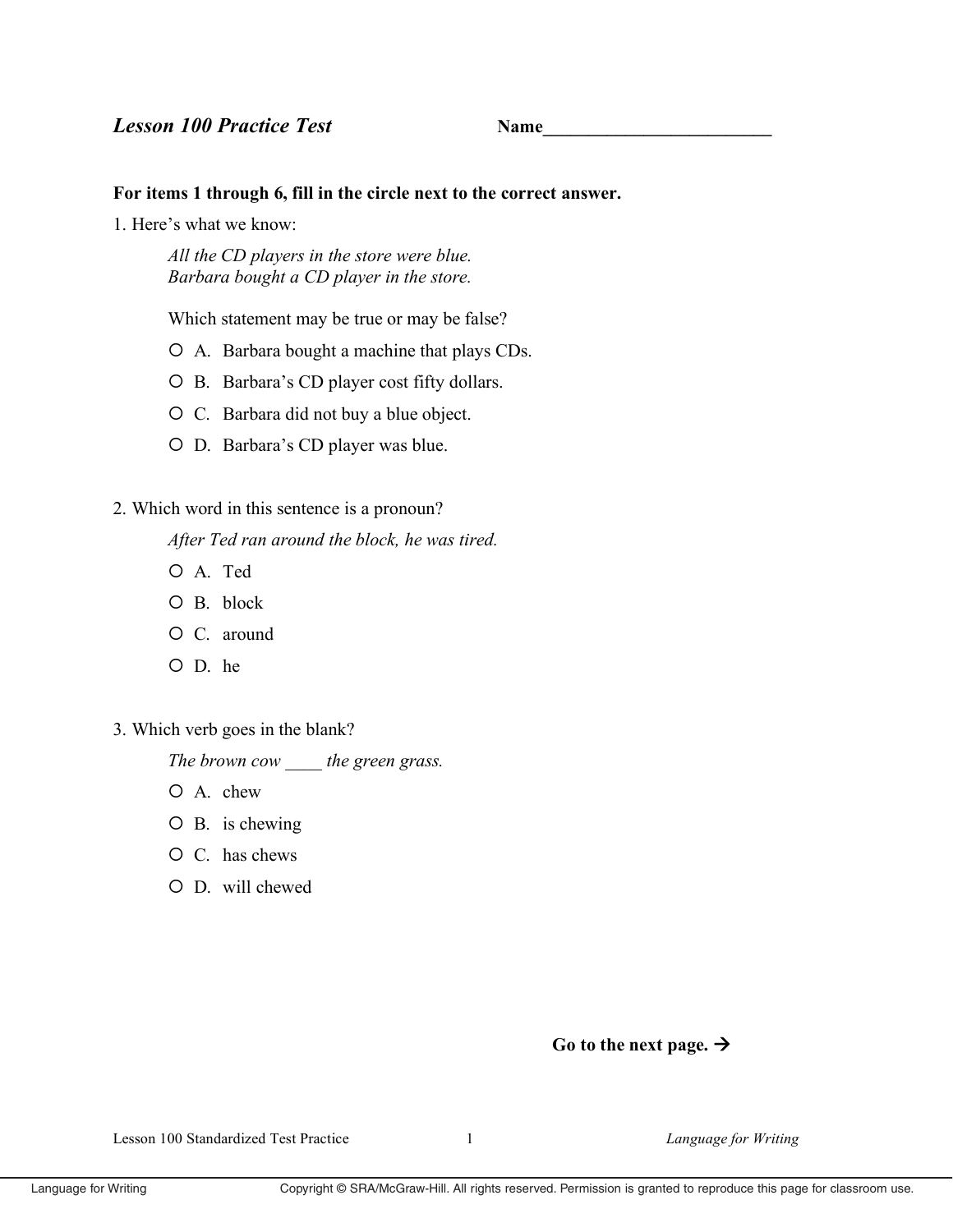## *Lesson 100 Practice Test* **Name_________________________**

**For items 1 through 6, fill in the circle next to the correct answer.**

1. Here's what we know:

   *All the CD players in the store were blue.*
   *Barbara bought a CD player in the store.*

   Which statement may be true or may be false?

   ○ A. Barbara bought a machine that plays CDs.

   ○ B. Barbara's CD player cost fifty dollars.

   ○ C. Barbara did not buy a blue object.

   ○ D. Barbara's CD player was blue.

2. Which word in this sentence is a pronoun?

   *After Ted ran around the block, he was tired.*

   ○ A. Ted

   ○ B. block

   ○ C. around

   ○ D. he

3. Which verb goes in the blank?

   *The brown cow ____ the green grass.*

   ○ A. chew

   ○ B. is chewing

   ○ C. has chews

   ○ D. will chewed

**Go to the next page. →**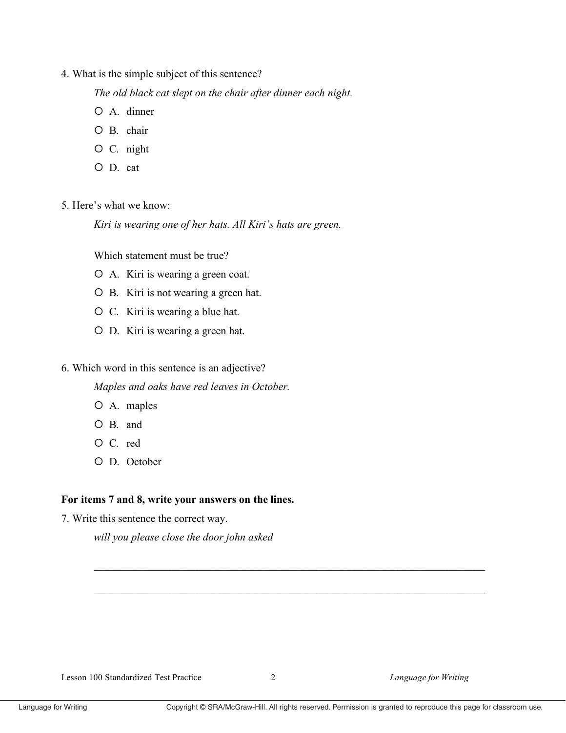4. What is the simple subject of this sentence?

   *The old black cat slept on the chair after dinner each night.*

   - O A. dinner
   - O B. chair
   - O C. night
   - O D. cat

5. Here's what we know:

   *Kiri is wearing one of her hats. All Kiri's hats are green.*

   Which statement must be true?

   - O A. Kiri is wearing a green coat.
   - O B. Kiri is not wearing a green hat.
   - O C. Kiri is wearing a blue hat.
   - O D. Kiri is wearing a green hat.

6. Which word in this sentence is an adjective?

   *Maples and oaks have red leaves in October.*

   - O A. maples
   - O B. and
   - O C. red
   - O D. October

**For items 7 and 8, write your answers on the lines.**

7. Write this sentence the correct way.

   *will you please close the door john asked*

   ___________________________________________________________________________

   ___________________________________________________________________________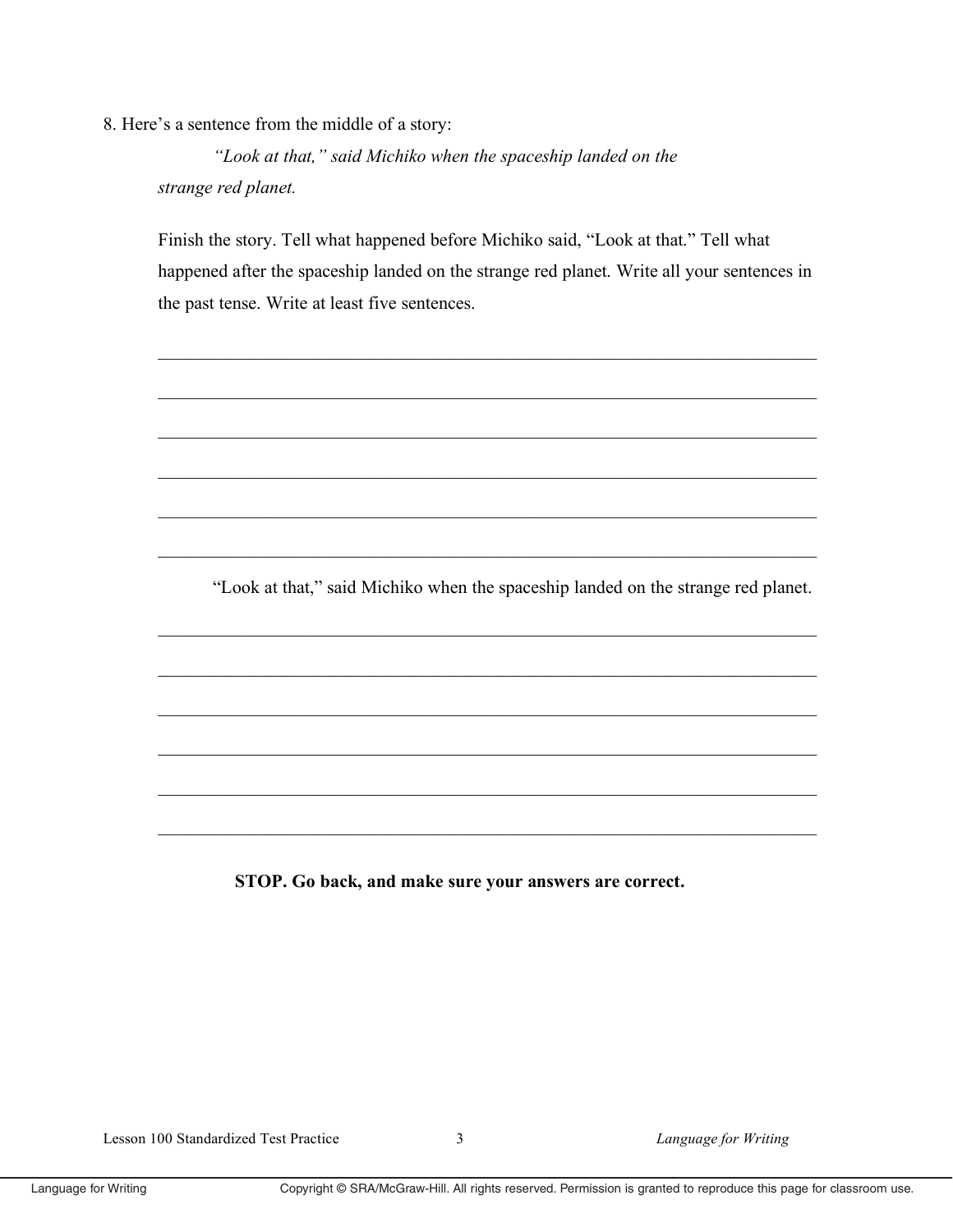8. Here's a sentence from the middle of a story:

*"Look at that," said Michiko when the spaceship landed on the strange red planet.*

Finish the story. Tell what happened before Michiko said, "Look at that." Tell what happened after the spaceship landed on the strange red planet. Write all your sentences in the past tense. Write at least five sentences.

______________________________________________________________________________

______________________________________________________________________________

______________________________________________________________________________

______________________________________________________________________________

______________________________________________________________________________

______________________________________________________________________________

"Look at that," said Michiko when the spaceship landed on the strange red planet.

______________________________________________________________________________

______________________________________________________________________________

______________________________________________________________________________

______________________________________________________________________________

______________________________________________________________________________

______________________________________________________________________________

**STOP. Go back, and make sure your answers are correct.**

Copyright © SRA/McGraw-Hill. All rights reserved. Permission is granted to reproduce this page for classroom use.